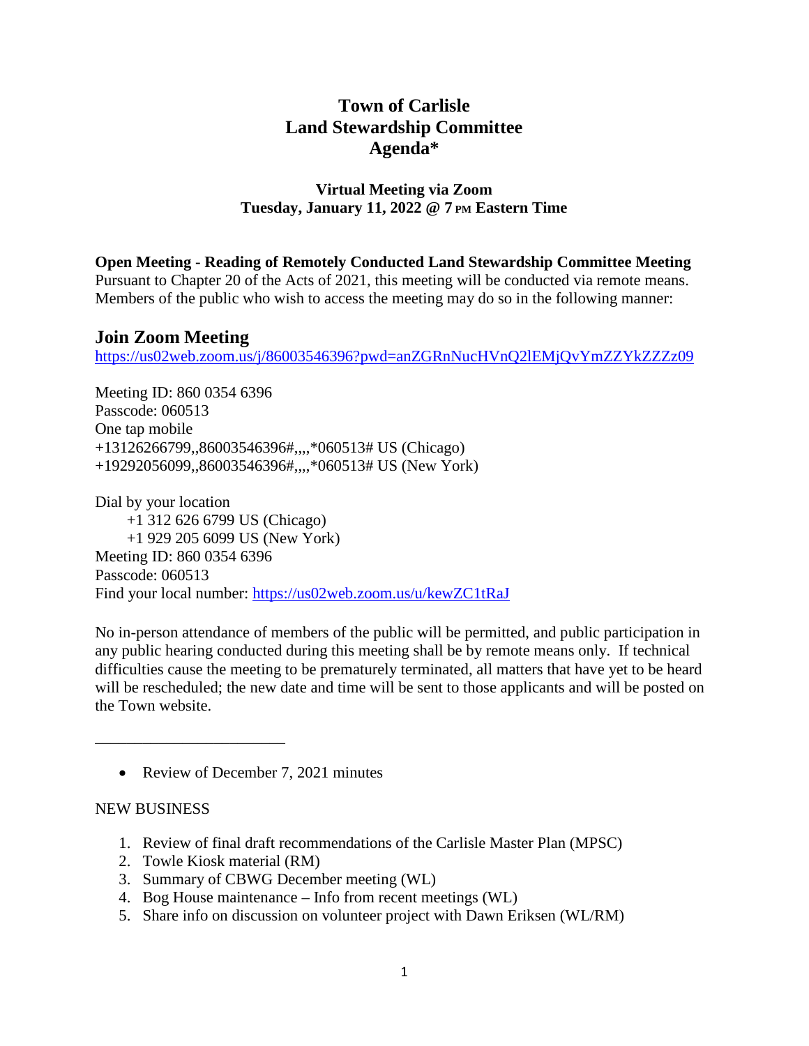# Town of Carlisle
# Land Stewardship Committee
# Agenda*

**Virtual Meeting via Zoom**
**Tuesday, January 11, 2022 @ 7 PM Eastern Time**

**Open Meeting - Reading of Remotely Conducted Land Stewardship Committee Meeting**
Pursuant to Chapter 20 of the Acts of 2021, this meeting will be conducted via remote means. Members of the public who wish to access the meeting may do so in the following manner:

## Join Zoom Meeting

https://us02web.zoom.us/j/86003546396?pwd=anZGRnNucHVnQ2lEMjQvYmZZYkZZZz09

Meeting ID: 860 0354 6396
Passcode: 060513
One tap mobile
+13126266799,,86003546396#,,,,*060513# US (Chicago)
+19292056099,,86003546396#,,,,*060513# US (New York)

Dial by your location
+1 312 626 6799 US (Chicago)
+1 929 205 6099 US (New York)
Meeting ID: 860 0354 6396
Passcode: 060513
Find your local number: https://us02web.zoom.us/u/kewZC1tRaJ

No in-person attendance of members of the public will be permitted, and public participation in any public hearing conducted during this meeting shall be by remote means only. If technical difficulties cause the meeting to be prematurely terminated, all matters that have yet to be heard will be rescheduled; the new date and time will be sent to those applicants and will be posted on the Town website.

---

- Review of December 7, 2021 minutes

NEW BUSINESS

1. Review of final draft recommendations of the Carlisle Master Plan (MPSC)
2. Towle Kiosk material (RM)
3. Summary of CBWG December meeting (WL)
4. Bog House maintenance – Info from recent meetings (WL)
5. Share info on discussion on volunteer project with Dawn Eriksen (WL/RM)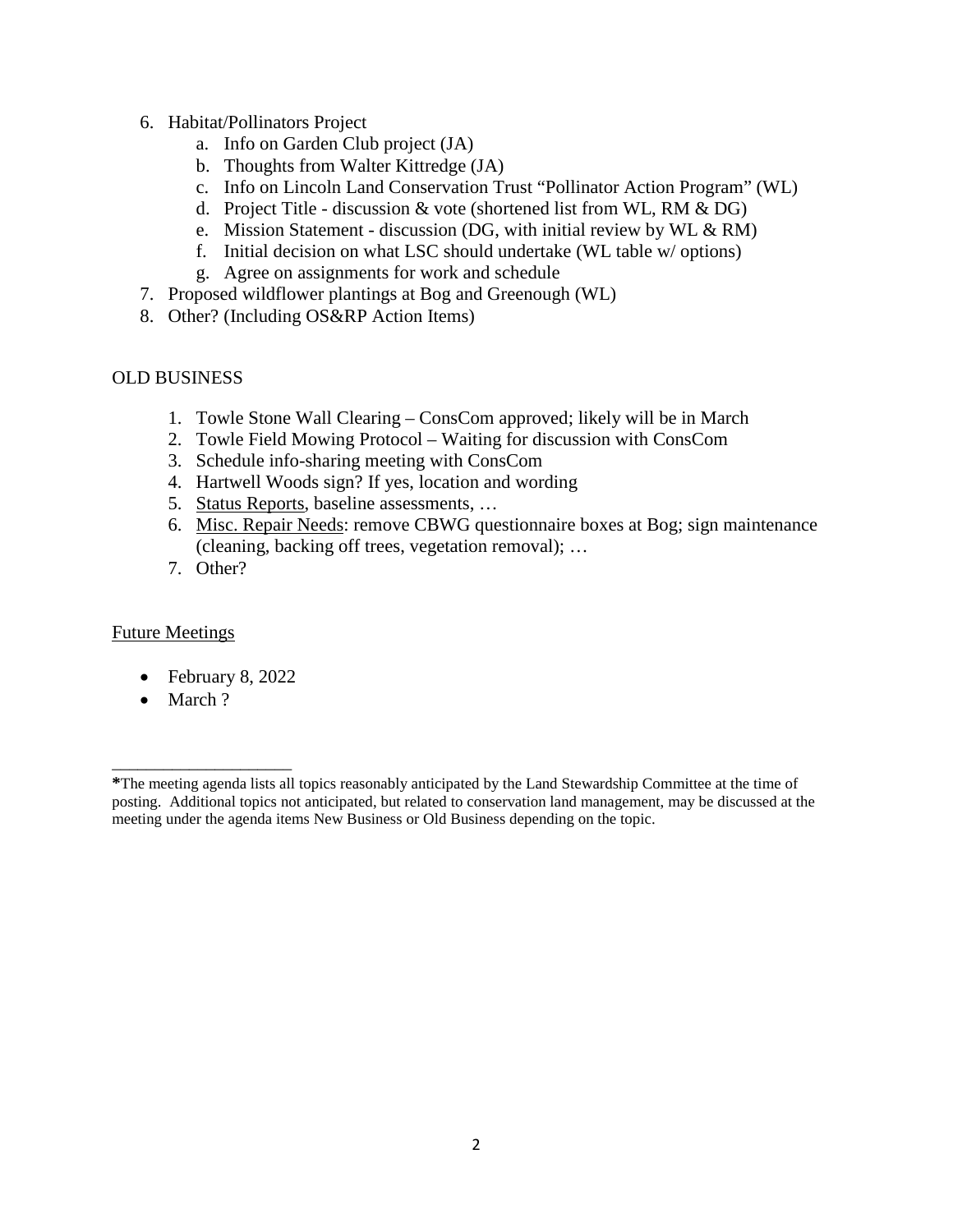6. Habitat/Pollinators Project
    a. Info on Garden Club project (JA)
    b. Thoughts from Walter Kittredge (JA)
    c. Info on Lincoln Land Conservation Trust "Pollinator Action Program" (WL)
    d. Project Title - discussion & vote (shortened list from WL, RM & DG)
    e. Mission Statement - discussion (DG, with initial review by WL & RM)
    f. Initial decision on what LSC should undertake (WL table w/ options)
    g. Agree on assignments for work and schedule
7. Proposed wildflower plantings at Bog and Greenough (WL)
8. Other? (Including OS&RP Action Items)

OLD BUSINESS

1. Towle Stone Wall Clearing – ConsCom approved; likely will be in March
2. Towle Field Mowing Protocol – Waiting for discussion with ConsCom
3. Schedule info-sharing meeting with ConsCom
4. Hartwell Woods sign? If yes, location and wording
5. Status Reports, baseline assessments, …
6. Misc. Repair Needs: remove CBWG questionnaire boxes at Bog; sign maintenance (cleaning, backing off trees, vegetation removal); …
7. Other?

Future Meetings

- February 8, 2022
- March ?

_____________________

**\***The meeting agenda lists all topics reasonably anticipated by the Land Stewardship Committee at the time of posting. Additional topics not anticipated, but related to conservation land management, may be discussed at the meeting under the agenda items New Business or Old Business depending on the topic.